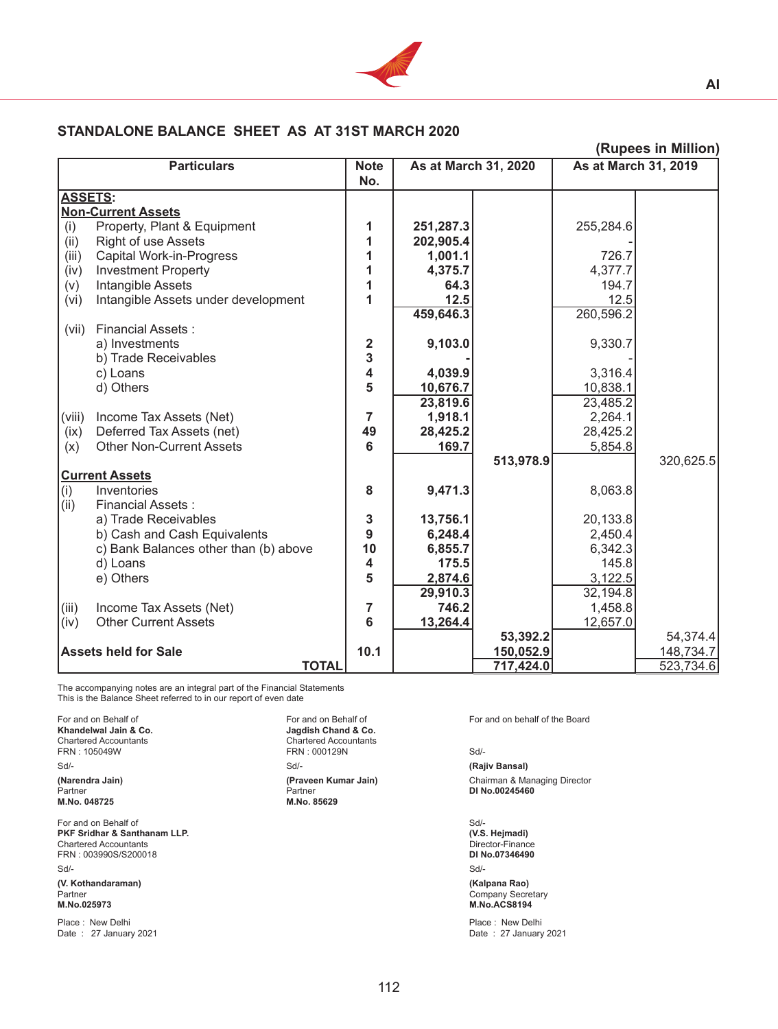## STANDALONE BALANCE SHEET AS AT 31ST MARCH 2020

**(Rupees in Million)**

| Particulars | Note No. | As at March 31, 2020 | | As at March 31, 2019 | |
|---|---|---|---|---|---|
| **ASSETS:** | | | | | |
| **Non-Current Assets** | | | | | |
| (i) Property, Plant & Equipment | 1 | 251,287.3 | | 255,284.6 | |
| (ii) Right of use Assets | 1 | 202,905.4 | | - | |
| (iii) Capital Work-in-Progress | 1 | 1,001.1 | | 726.7 | |
| (iv) Investment Property | 1 | 4,375.7 | | 4,377.7 | |
| (v) Intangible Assets | 1 | 64.3 | | 194.7 | |
| (vi) Intangible Assets under development | 1 | 12.5 | | 12.5 | |
| | | 459,646.3 | | 260,596.2 | |
| (vii) Financial Assets : | | | | | |
| a) Investments | 2 | 9,103.0 | | 9,330.7 | |
| b) Trade Receivables | 3 | - | | - | |
| c) Loans | 4 | 4,039.9 | | 3,316.4 | |
| d) Others | 5 | 10,676.7 | | 10,838.1 | |
| | | 23,819.6 | | 23,485.2 | |
| (viii) Income Tax Assets (Net) | 7 | 1,918.1 | | 2,264.1 | |
| (ix) Deferred Tax Assets (net) | 49 | 28,425.2 | | 28,425.2 | |
| (x) Other Non-Current Assets | 6 | 169.7 | | 5,854.8 | |
| | | | 513,978.9 | | 320,625.5 |
| **Current Assets** | | | | | |
| (i) Inventories | 8 | 9,471.3 | | 8,063.8 | |
| (ii) Financial Assets : | | | | | |
| a) Trade Receivables | 3 | 13,756.1 | | 20,133.8 | |
| b) Cash and Cash Equivalents | 9 | 6,248.4 | | 2,450.4 | |
| c) Bank Balances other than (b) above | 10 | 6,855.7 | | 6,342.3 | |
| d) Loans | 4 | 175.5 | | 145.8 | |
| e) Others | 5 | 2,874.6 | | 3,122.5 | |
| | | 29,910.3 | | 32,194.8 | |
| (iii) Income Tax Assets (Net) | 7 | 746.2 | | 1,458.8 | |
| (iv) Other Current Assets | 6 | 13,264.4 | | 12,657.0 | |
| | | | 53,392.2 | | 54,374.4 |
| **Assets held for Sale** | 10.1 | | 150,052.9 | | 148,734.7 |
| **TOTAL** | | | 717,424.0 | | 523,734.6 |

The accompanying notes are an integral part of the Financial Statements
This is the Balance Sheet referred to in our report of even date

For and on Behalf of
**Khandelwal Jain & Co.**
Chartered Accountants
FRN : 105049W
Sd/-
**(Narendra Jain)**
Partner
**M.No. 048725**

For and on Behalf of
**Jagdish Chand & Co.**
Chartered Accountants
FRN : 000129N
Sd/-
**(Praveen Kumar Jain)**
Partner
**M.No. 85629**

For and on behalf of the Board

Sd/-
**(Rajiv Bansal)**
Chairman & Managing Director
**DI No.00245460**

For and on Behalf of
**PKF Sridhar & Santhanam LLP.**
Chartered Accountants
FRN : 003990S/S200018
Sd/-
**(V. Kothandaraman)**
Partner
**M.No.025973**

Sd/-
**(V.S. Hejmadi)**
Director-Finance
**DI No.07346490**

Sd/-
**(Kalpana Rao)**
Company Secretary
**M.No.ACS8194**

Place : New Delhi
Date : 27 January 2021

Place : New Delhi
Date : 27 January 2021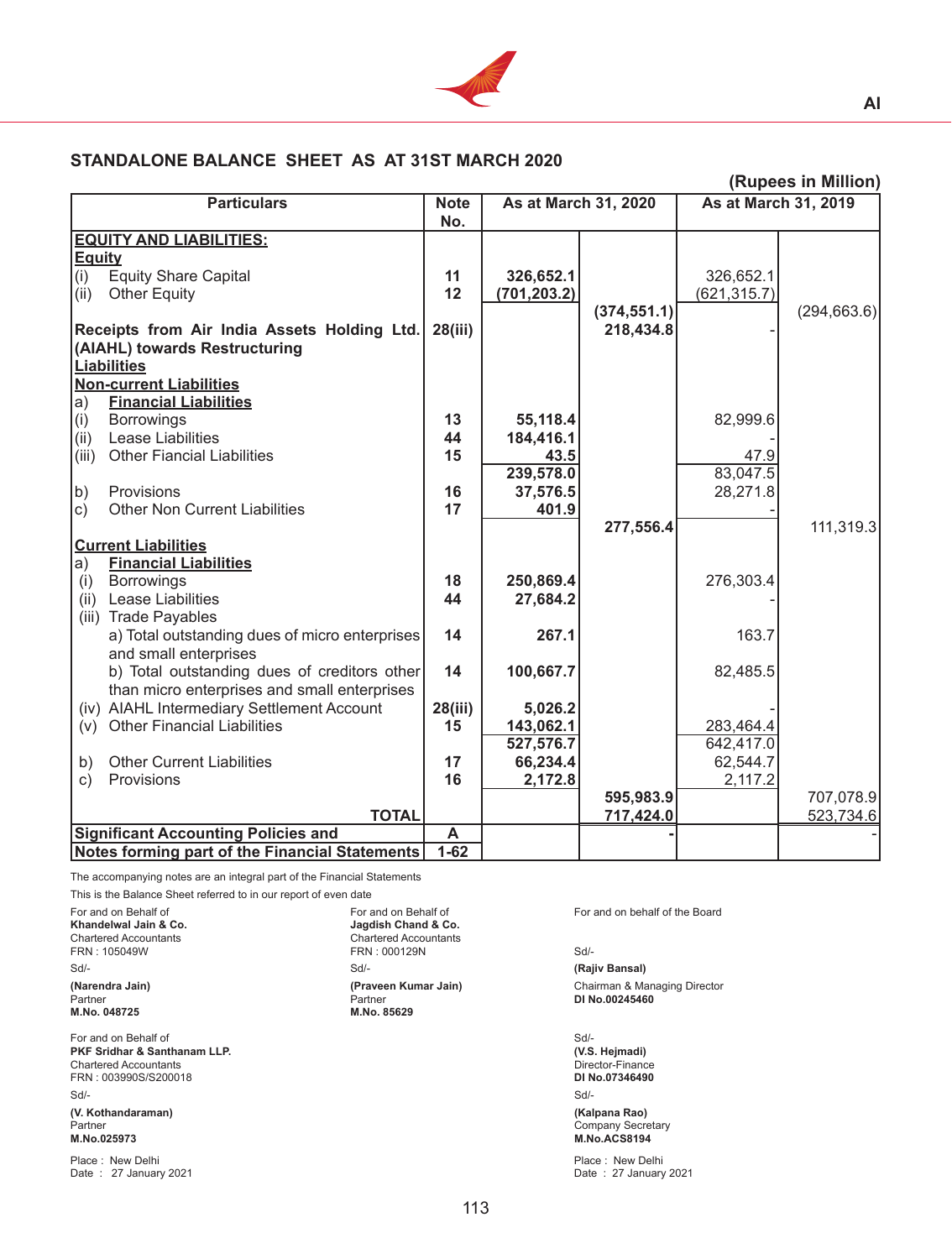## STANDALONE BALANCE SHEET AS AT 31ST MARCH 2020

**(Rupees in Million)**

| Particulars | Note No. | As at March 31, 2020 | | As at March 31, 2019 | |
|---|---|---|---|---|---|
| **EQUITY AND LIABILITIES:** | | | | | |
| **Equity** | | | | | |
| (i) Equity Share Capital | 11 | 326,652.1 | | 326,652.1 | |
| (ii) Other Equity | 12 | (701,203.2) | | (621,315.7) | |
| | | | (374,551.1) | | (294,663.6) |
| **Receipts from Air India Assets Holding Ltd. (AIAHL) towards Restructuring** | 28(iii) | | 218,434.8 | | - |
| **Liabilities** | | | | | |
| **Non-current Liabilities** | | | | | |
| a) **Financial Liabilities** | | | | | |
| (i) Borrowings | 13 | 55,118.4 | | 82,999.6 | |
| (ii) Lease Liabilities | 44 | 184,416.1 | | - | |
| (iii) Other Fiancial Liabilities | 15 | 43.5 | | 47.9 | |
| | | 239,578.0 | | 83,047.5 | |
| b) Provisions | 16 | 37,576.5 | | 28,271.8 | |
| c) Other Non Current Liabilities | 17 | 401.9 | | - | |
| | | | 277,556.4 | | 111,319.3 |
| **Current Liabilities** | | | | | |
| a) **Financial Liabilities** | | | | | |
| (i) Borrowings | 18 | 250,869.4 | | 276,303.4 | |
| (ii) Lease Liabilities | 44 | 27,684.2 | | - | |
| (iii) Trade Payables | | | | | |
| a) Total outstanding dues of micro enterprises and small enterprises | 14 | 267.1 | | 163.7 | |
| b) Total outstanding dues of creditors other than micro enterprises and small enterprises | 14 | 100,667.7 | | 82,485.5 | |
| (iv) AIAHL Intermediary Settlement Account | 28(iii) | 5,026.2 | | - | |
| (v) Other Financial Liabilities | 15 | 143,062.1 | | 283,464.4 | |
| | | 527,576.7 | | 642,417.0 | |
| b) Other Current Liabilities | 17 | 66,234.4 | | 62,544.7 | |
| c) Provisions | 16 | 2,172.8 | | 2,117.2 | |
| | | | 595,983.9 | | 707,078.9 |
| **TOTAL** | | | 717,424.0 | | 523,734.6 |
| **Significant Accounting Policies and** | A | | - | | - |
| **Notes forming part of the Financial Statements** | 1-62 | | | | |

The accompanying notes are an integral part of the Financial Statements

This is the Balance Sheet referred to in our report of even date

For and on Behalf of
**Khandelwal Jain & Co.**
Chartered Accountants
FRN : 105049W
Sd/-
**(Narendra Jain)**
Partner
**M.No. 048725**

For and on Behalf of
**Jagdish Chand & Co.**
Chartered Accountants
FRN : 000129N
Sd/-
**(Praveen Kumar Jain)**
Partner
**M.No. 85629**

For and on behalf of the Board

Sd/-
**(Rajiv Bansal)**
Chairman & Managing Director
**DI No.00245460**

For and on Behalf of
**PKF Sridhar & Santhanam LLP.**
Chartered Accountants
FRN : 003990S/S200018
Sd/-
**(V. Kothandaraman)**
Partner
**M.No.025973**

Sd/-
**(V.S. Hejmadi)**
Director-Finance
**DI No.07346490**

Sd/-
**(Kalpana Rao)**
Company Secretary
**M.No.ACS8194**

Place : New Delhi
Date : 27 January 2021

Place : New Delhi
Date : 27 January 2021